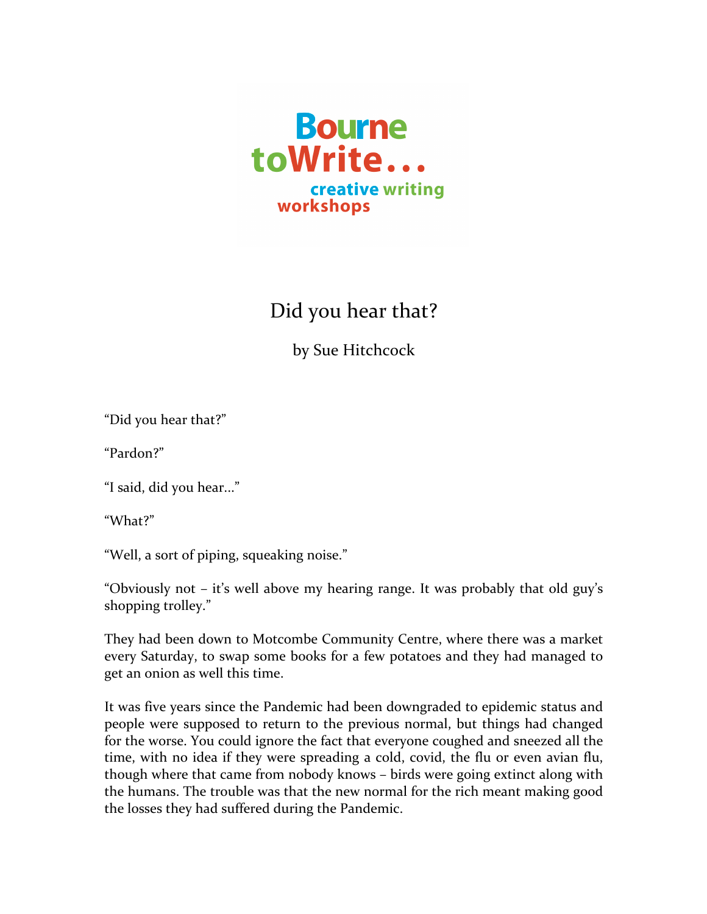Bourne to Write... creative writing workshops

# Did you hear that?

by Sue Hitchcock

"Did you hear that?"

"Pardon?"

"I said, did you hear..."

"What?"

"Well, a sort of piping, squeaking noise."

"Obviously not – it's well above my hearing range. It was probably that old guy's shopping trolley."

They had been down to Motcombe Community Centre, where there was a market every Saturday, to swap some books for a few potatoes and they had managed to get an onion as well this time.

It was five years since the Pandemic had been downgraded to epidemic status and people were supposed to return to the previous normal, but things had changed for the worse. You could ignore the fact that everyone coughed and sneezed all the time, with no idea if they were spreading a cold, covid, the flu or even avian flu, though where that came from nobody knows – birds were going extinct along with the humans. The trouble was that the new normal for the rich meant making good the losses they had suffered during the Pandemic.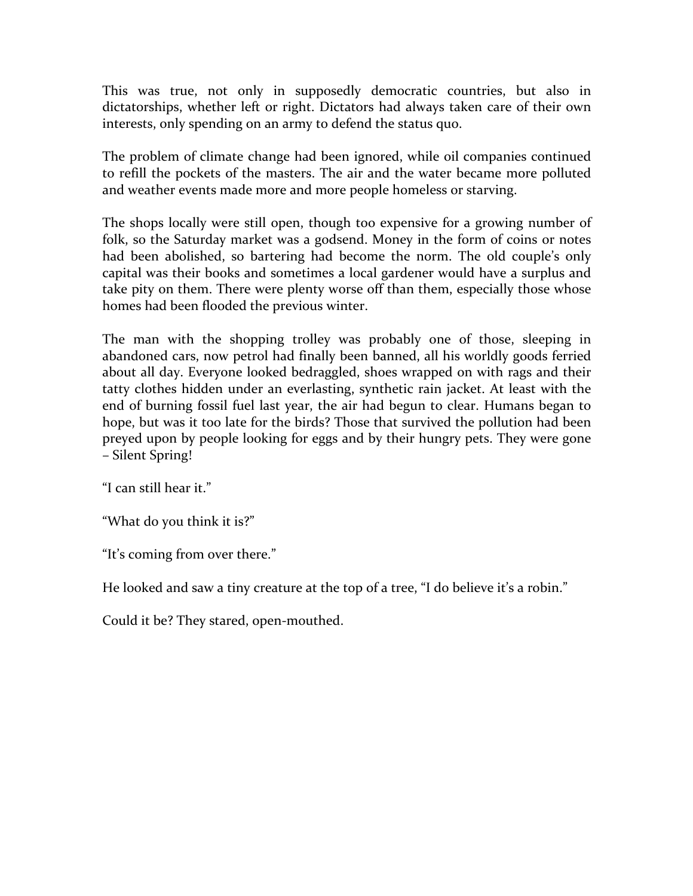This was true, not only in supposedly democratic countries, but also in dictatorships, whether left or right. Dictators had always taken care of their own interests, only spending on an army to defend the status quo.

The problem of climate change had been ignored, while oil companies continued to refill the pockets of the masters. The air and the water became more polluted and weather events made more and more people homeless or starving.

The shops locally were still open, though too expensive for a growing number of folk, so the Saturday market was a godsend. Money in the form of coins or notes had been abolished, so bartering had become the norm. The old couple's only capital was their books and sometimes a local gardener would have a surplus and take pity on them. There were plenty worse off than them, especially those whose homes had been flooded the previous winter.

The man with the shopping trolley was probably one of those, sleeping in abandoned cars, now petrol had finally been banned, all his worldly goods ferried about all day. Everyone looked bedraggled, shoes wrapped on with rags and their tatty clothes hidden under an everlasting, synthetic rain jacket. At least with the end of burning fossil fuel last year, the air had begun to clear. Humans began to hope, but was it too late for the birds? Those that survived the pollution had been preyed upon by people looking for eggs and by their hungry pets. They were gone – Silent Spring!

"I can still hear it."

"What do you think it is?"

"It's coming from over there."

He looked and saw a tiny creature at the top of a tree, "I do believe it's a robin."

Could it be? They stared, open-mouthed.